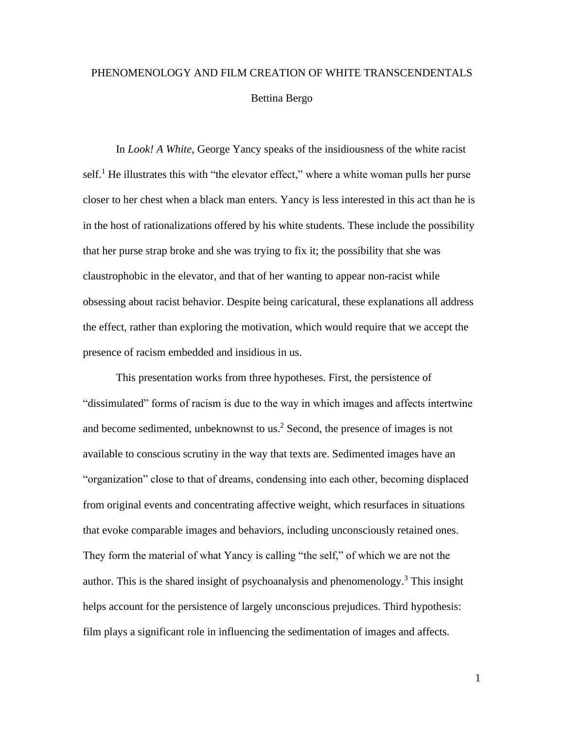# PHENOMENOLOGY AND FILM CREATION OF WHITE TRANSCENDENTALS

Bettina Bergo

In *Look! A White*, George Yancy speaks of the insidiousness of the white racist self.[1] He illustrates this with "the elevator effect," where a white woman pulls her purse closer to her chest when a black man enters. Yancy is less interested in this act than he is in the host of rationalizations offered by his white students. These include the possibility that her purse strap broke and she was trying to fix it; the possibility that she was claustrophobic in the elevator, and that of her wanting to appear non-racist while obsessing about racist behavior. Despite being caricatural, these explanations all address the effect, rather than exploring the motivation, which would require that we accept the presence of racism embedded and insidious in us.

This presentation works from three hypotheses. First, the persistence of "dissimulated" forms of racism is due to the way in which images and affects intertwine and become sedimented, unbeknownst to us.[2] Second, the presence of images is not available to conscious scrutiny in the way that texts are. Sedimented images have an "organization" close to that of dreams, condensing into each other, becoming displaced from original events and concentrating affective weight, which resurfaces in situations that evoke comparable images and behaviors, including unconsciously retained ones. They form the material of what Yancy is calling "the self," of which we are not the author. This is the shared insight of psychoanalysis and phenomenology.[3] This insight helps account for the persistence of largely unconscious prejudices. Third hypothesis: film plays a significant role in influencing the sedimentation of images and affects.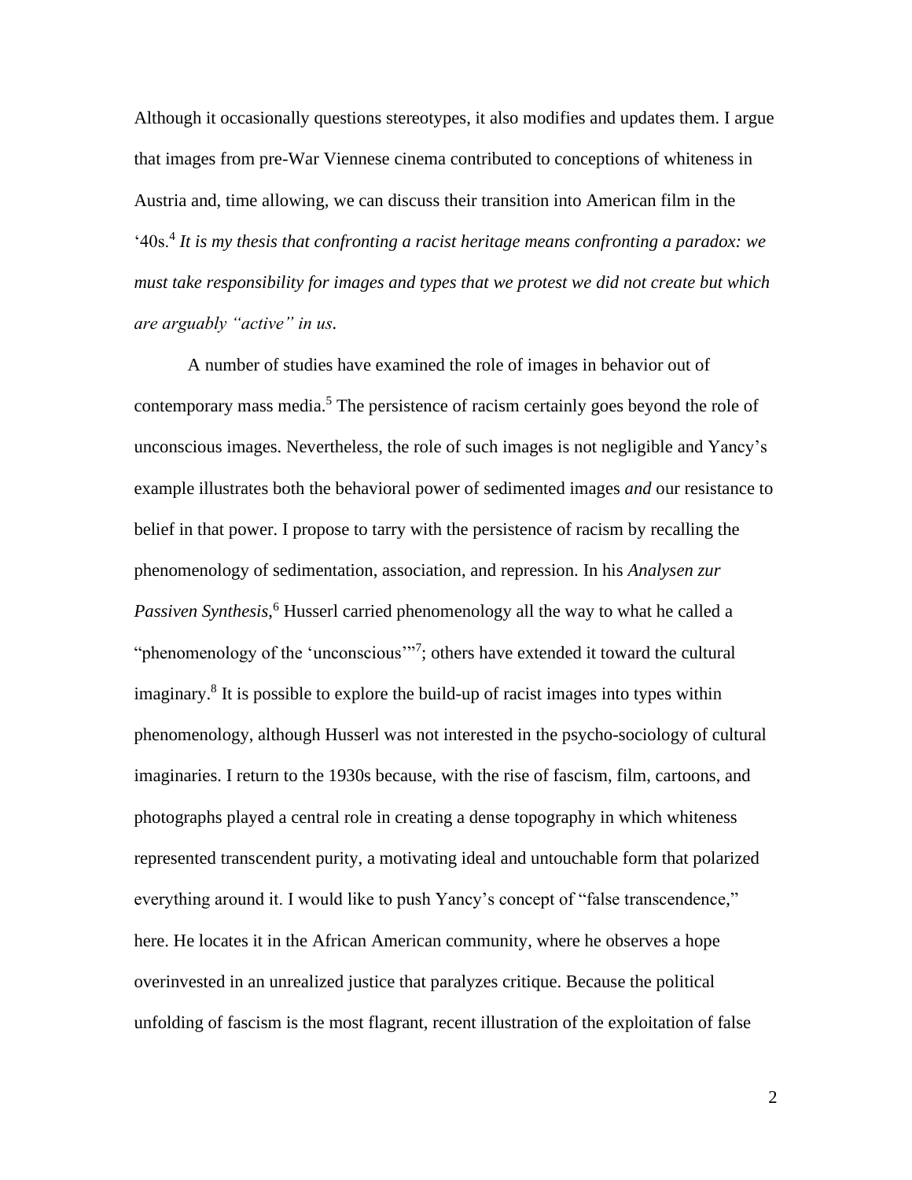Although it occasionally questions stereotypes, it also modifies and updates them. I argue that images from pre-War Viennese cinema contributed to conceptions of whiteness in Austria and, time allowing, we can discuss their transition into American film in the '40s.[4] *It is my thesis that confronting a racist heritage means confronting a paradox: we must take responsibility for images and types that we protest we did not create but which are arguably "active" in us.*

A number of studies have examined the role of images in behavior out of contemporary mass media.[5] The persistence of racism certainly goes beyond the role of unconscious images. Nevertheless, the role of such images is not negligible and Yancy's example illustrates both the behavioral power of sedimented images *and* our resistance to belief in that power. I propose to tarry with the persistence of racism by recalling the phenomenology of sedimentation, association, and repression. In his *Analysen zur Passiven Synthesis*,[6] Husserl carried phenomenology all the way to what he called a "phenomenology of the 'unconscious'"[7]; others have extended it toward the cultural imaginary.[8] It is possible to explore the build-up of racist images into types within phenomenology, although Husserl was not interested in the psycho-sociology of cultural imaginaries. I return to the 1930s because, with the rise of fascism, film, cartoons, and photographs played a central role in creating a dense topography in which whiteness represented transcendent purity, a motivating ideal and untouchable form that polarized everything around it. I would like to push Yancy's concept of "false transcendence," here. He locates it in the African American community, where he observes a hope overinvested in an unrealized justice that paralyzes critique. Because the political unfolding of fascism is the most flagrant, recent illustration of the exploitation of false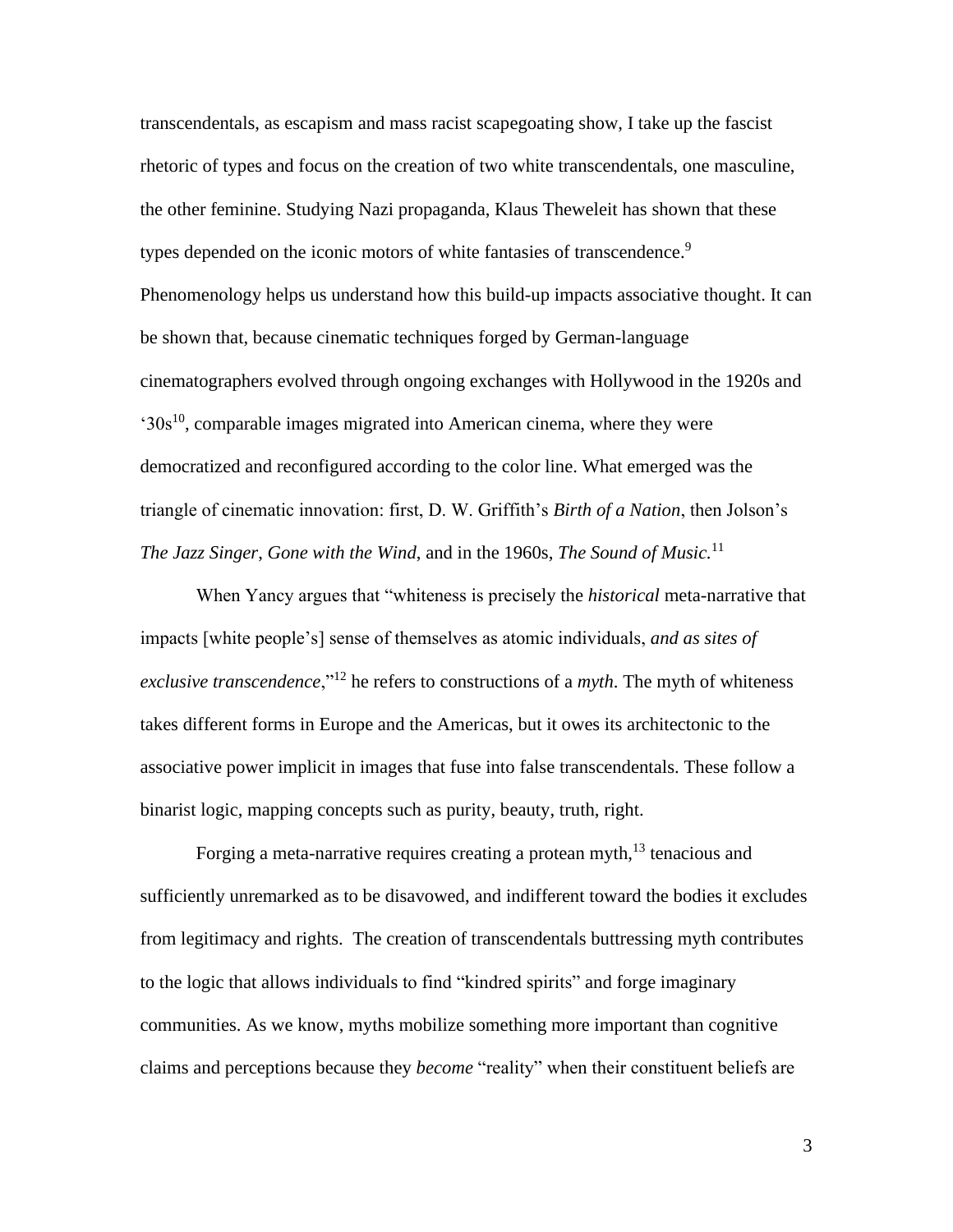transcendentals, as escapism and mass racist scapegoating show, I take up the fascist rhetoric of types and focus on the creation of two white transcendentals, one masculine, the other feminine. Studying Nazi propaganda, Klaus Theweleit has shown that these types depended on the iconic motors of white fantasies of transcendence.[9] Phenomenology helps us understand how this build-up impacts associative thought. It can be shown that, because cinematic techniques forged by German-language cinematographers evolved through ongoing exchanges with Hollywood in the 1920s and '30s[10], comparable images migrated into American cinema, where they were democratized and reconfigured according to the color line. What emerged was the triangle of cinematic innovation: first, D. W. Griffith's *Birth of a Nation*, then Jolson's *The Jazz Singer*, *Gone with the Wind*, and in the 1960s, *The Sound of Music.*[11]

When Yancy argues that "whiteness is precisely the *historical* meta-narrative that impacts [white people's] sense of themselves as atomic individuals, *and as sites of exclusive transcendence*,"[12] he refers to constructions of a *myth*. The myth of whiteness takes different forms in Europe and the Americas, but it owes its architectonic to the associative power implicit in images that fuse into false transcendentals. These follow a binarist logic, mapping concepts such as purity, beauty, truth, right.

Forging a meta-narrative requires creating a protean myth,[13] tenacious and sufficiently unremarked as to be disavowed, and indifferent toward the bodies it excludes from legitimacy and rights. The creation of transcendentals buttressing myth contributes to the logic that allows individuals to find "kindred spirits" and forge imaginary communities. As we know, myths mobilize something more important than cognitive claims and perceptions because they *become* "reality" when their constituent beliefs are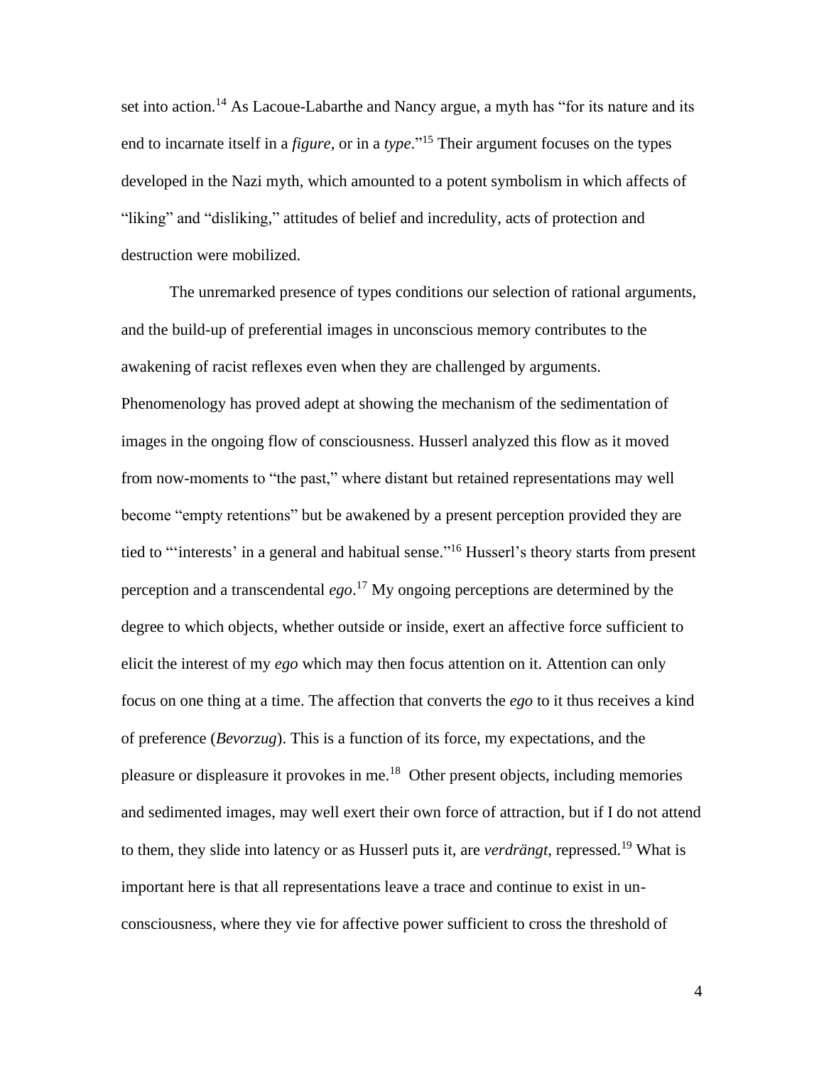set into action.[14] As Lacoue-Labarthe and Nancy argue, a myth has "for its nature and its end to incarnate itself in a *figure*, or in a *type*."[15] Their argument focuses on the types developed in the Nazi myth, which amounted to a potent symbolism in which affects of "liking" and "disliking," attitudes of belief and incredulity, acts of protection and destruction were mobilized.

The unremarked presence of types conditions our selection of rational arguments, and the build-up of preferential images in unconscious memory contributes to the awakening of racist reflexes even when they are challenged by arguments. Phenomenology has proved adept at showing the mechanism of the sedimentation of images in the ongoing flow of consciousness. Husserl analyzed this flow as it moved from now-moments to "the past," where distant but retained representations may well become "empty retentions" but be awakened by a present perception provided they are tied to "'interests' in a general and habitual sense."[16] Husserl's theory starts from present perception and a transcendental *ego*.[17] My ongoing perceptions are determined by the degree to which objects, whether outside or inside, exert an affective force sufficient to elicit the interest of my *ego* which may then focus attention on it. Attention can only focus on one thing at a time. The affection that converts the *ego* to it thus receives a kind of preference (*Bevorzug*). This is a function of its force, my expectations, and the pleasure or displeasure it provokes in me.[18] Other present objects, including memories and sedimented images, may well exert their own force of attraction, but if I do not attend to them, they slide into latency or as Husserl puts it, are *verdrängt*, repressed.[19] What is important here is that all representations leave a trace and continue to exist in un-consciousness, where they vie for affective power sufficient to cross the threshold of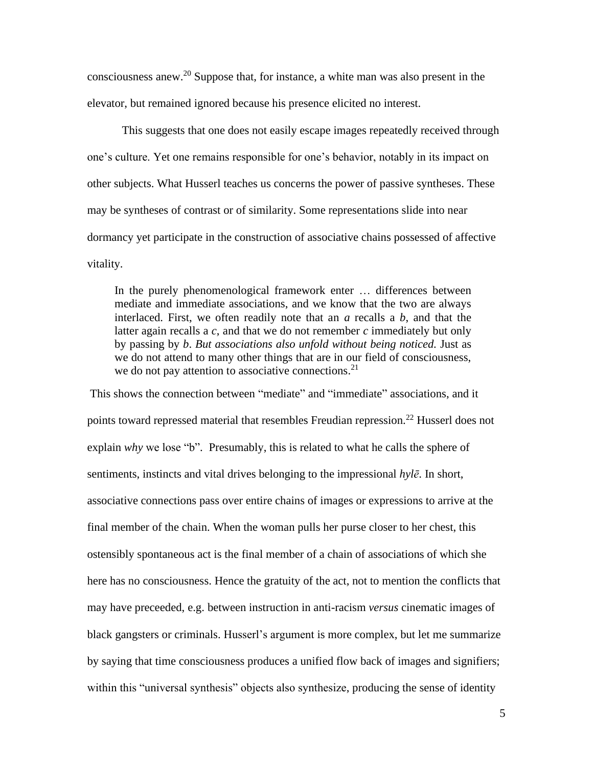consciousness anew.[20] Suppose that, for instance, a white man was also present in the elevator, but remained ignored because his presence elicited no interest.

This suggests that one does not easily escape images repeatedly received through one's culture. Yet one remains responsible for one's behavior, notably in its impact on other subjects. What Husserl teaches us concerns the power of passive syntheses. These may be syntheses of contrast or of similarity. Some representations slide into near dormancy yet participate in the construction of associative chains possessed of affective vitality.

> In the purely phenomenological framework enter … differences between mediate and immediate associations, and we know that the two are always interlaced. First, we often readily note that an *a* recalls a *b*, and that the latter again recalls a *c*, and that we do not remember *c* immediately but only by passing by *b*. *But associations also unfold without being noticed.* Just as we do not attend to many other things that are in our field of consciousness, we do not pay attention to associative connections.[21]

This shows the connection between "mediate" and "immediate" associations, and it points toward repressed material that resembles Freudian repression.[22] Husserl does not explain *why* we lose "b". Presumably, this is related to what he calls the sphere of sentiments, instincts and vital drives belonging to the impressional *hylē*. In short, associative connections pass over entire chains of images or expressions to arrive at the final member of the chain. When the woman pulls her purse closer to her chest, this ostensibly spontaneous act is the final member of a chain of associations of which she here has no consciousness. Hence the gratuity of the act, not to mention the conflicts that may have preceeded, e.g. between instruction in anti-racism *versus* cinematic images of black gangsters or criminals. Husserl's argument is more complex, but let me summarize by saying that time consciousness produces a unified flow back of images and signifiers; within this "universal synthesis" objects also synthesize, producing the sense of identity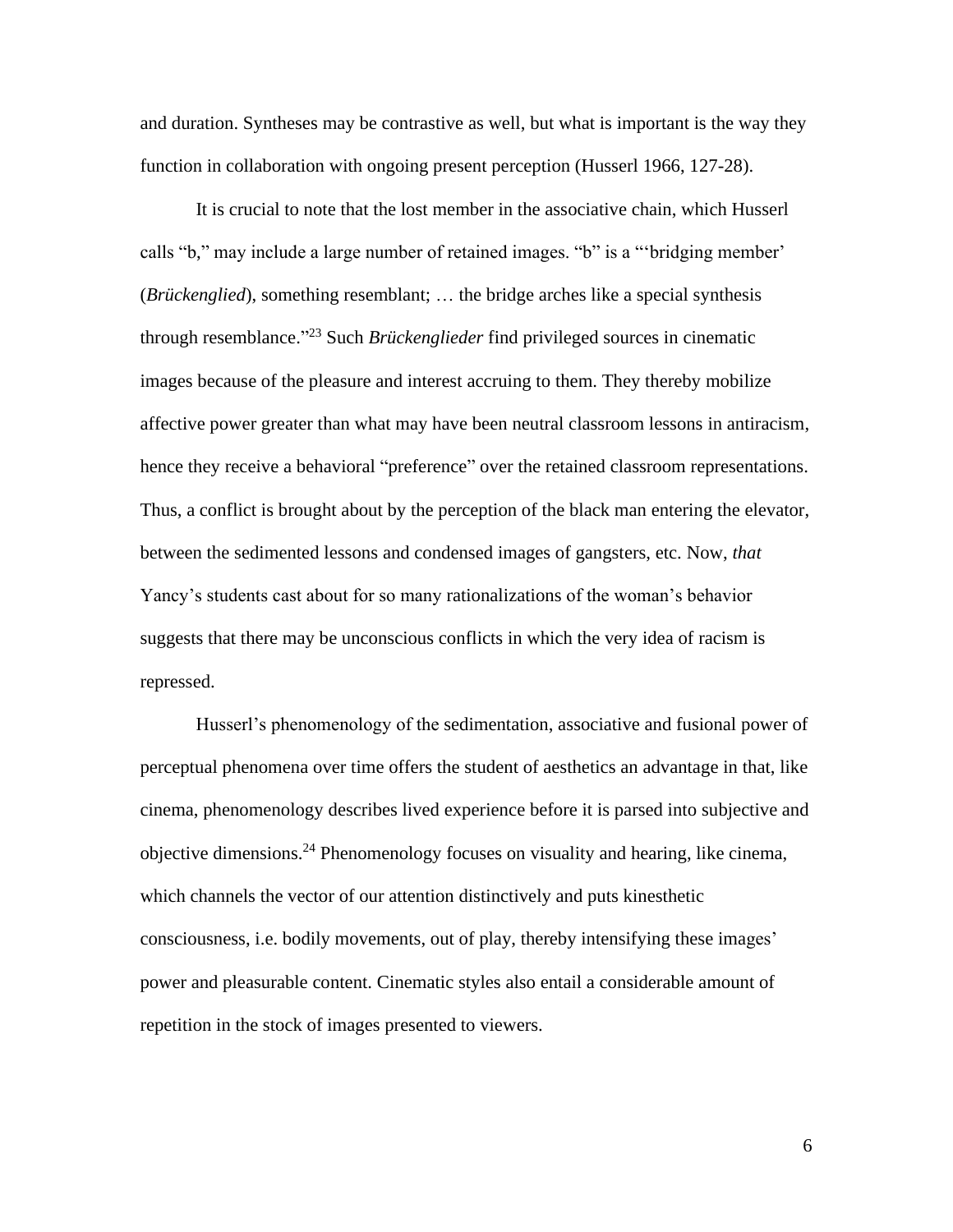and duration. Syntheses may be contrastive as well, but what is important is the way they function in collaboration with ongoing present perception (Husserl 1966, 127-28).

It is crucial to note that the lost member in the associative chain, which Husserl calls "b," may include a large number of retained images. "b" is a "'bridging member' (*Brückenglied*), something resemblant; … the bridge arches like a special synthesis through resemblance."[23] Such *Brückenglieder* find privileged sources in cinematic images because of the pleasure and interest accruing to them. They thereby mobilize affective power greater than what may have been neutral classroom lessons in antiracism, hence they receive a behavioral "preference" over the retained classroom representations. Thus, a conflict is brought about by the perception of the black man entering the elevator, between the sedimented lessons and condensed images of gangsters, etc. Now, *that* Yancy's students cast about for so many rationalizations of the woman's behavior suggests that there may be unconscious conflicts in which the very idea of racism is repressed.

Husserl's phenomenology of the sedimentation, associative and fusional power of perceptual phenomena over time offers the student of aesthetics an advantage in that, like cinema, phenomenology describes lived experience before it is parsed into subjective and objective dimensions.[24] Phenomenology focuses on visuality and hearing, like cinema, which channels the vector of our attention distinctively and puts kinesthetic consciousness, i.e. bodily movements, out of play, thereby intensifying these images' power and pleasurable content. Cinematic styles also entail a considerable amount of repetition in the stock of images presented to viewers.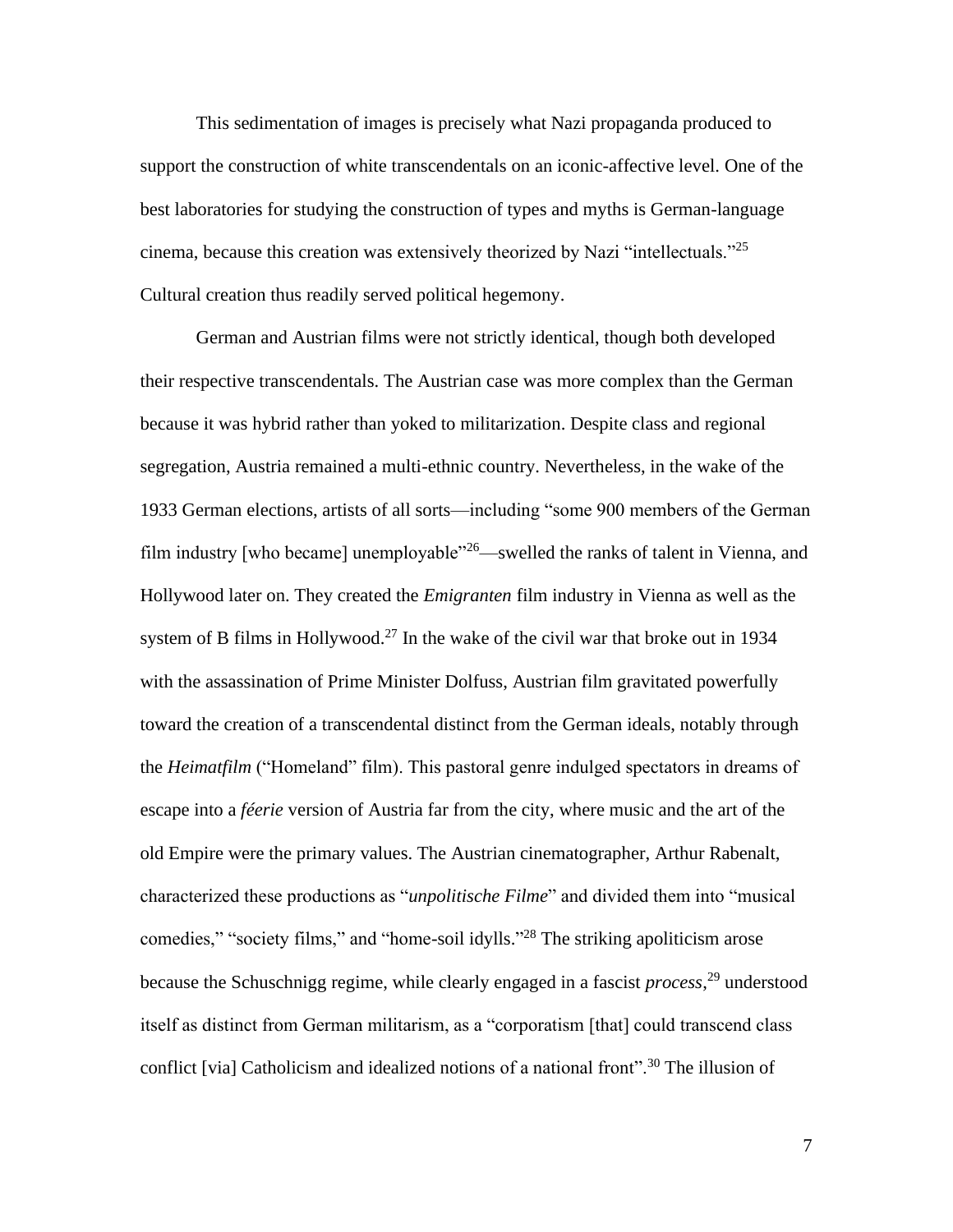This sedimentation of images is precisely what Nazi propaganda produced to support the construction of white transcendentals on an iconic-affective level. One of the best laboratories for studying the construction of types and myths is German-language cinema, because this creation was extensively theorized by Nazi "intellectuals."[25] Cultural creation thus readily served political hegemony.

German and Austrian films were not strictly identical, though both developed their respective transcendentals. The Austrian case was more complex than the German because it was hybrid rather than yoked to militarization. Despite class and regional segregation, Austria remained a multi-ethnic country. Nevertheless, in the wake of the 1933 German elections, artists of all sorts—including "some 900 members of the German film industry [who became] unemployable"[26]—swelled the ranks of talent in Vienna, and Hollywood later on. They created the *Emigranten* film industry in Vienna as well as the system of B films in Hollywood.[27] In the wake of the civil war that broke out in 1934 with the assassination of Prime Minister Dolfuss, Austrian film gravitated powerfully toward the creation of a transcendental distinct from the German ideals, notably through the *Heimatfilm* ("Homeland" film). This pastoral genre indulged spectators in dreams of escape into a *féerie* version of Austria far from the city, where music and the art of the old Empire were the primary values. The Austrian cinematographer, Arthur Rabenalt, characterized these productions as "*unpolitische Filme*" and divided them into "musical comedies," "society films," and "home-soil idylls."[28] The striking apoliticism arose because the Schuschnigg regime, while clearly engaged in a fascist *process*,[29] understood itself as distinct from German militarism, as a "corporatism [that] could transcend class conflict [via] Catholicism and idealized notions of a national front".[30] The illusion of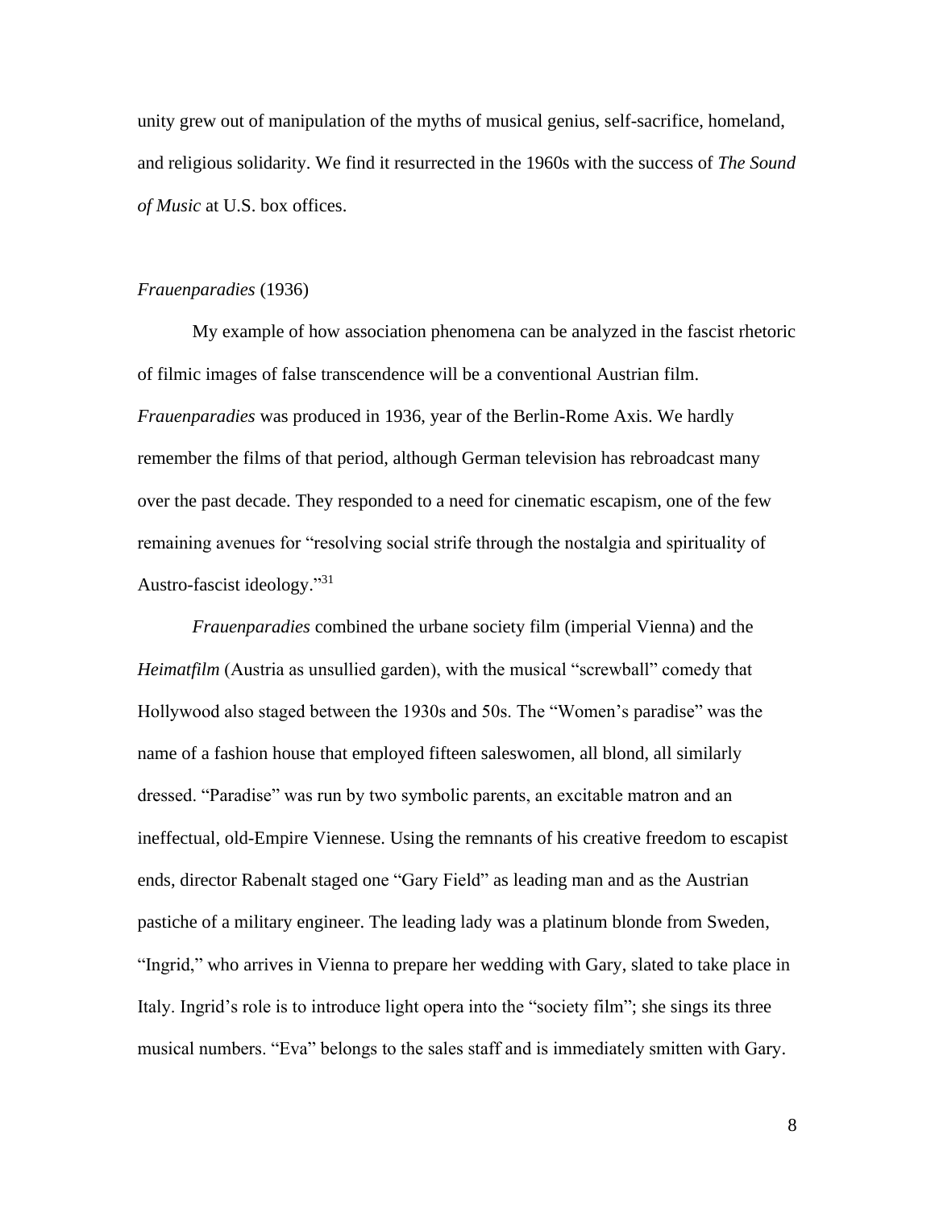unity grew out of manipulation of the myths of musical genius, self-sacrifice, homeland, and religious solidarity. We find it resurrected in the 1960s with the success of *The Sound of Music* at U.S. box offices.

*Frauenparadies* (1936)

My example of how association phenomena can be analyzed in the fascist rhetoric of filmic images of false transcendence will be a conventional Austrian film. *Frauenparadies* was produced in 1936, year of the Berlin-Rome Axis. We hardly remember the films of that period, although German television has rebroadcast many over the past decade. They responded to a need for cinematic escapism, one of the few remaining avenues for "resolving social strife through the nostalgia and spirituality of Austro-fascist ideology."[31]

*Frauenparadies* combined the urbane society film (imperial Vienna) and the *Heimatfilm* (Austria as unsullied garden), with the musical "screwball" comedy that Hollywood also staged between the 1930s and 50s. The "Women's paradise" was the name of a fashion house that employed fifteen saleswomen, all blond, all similarly dressed. "Paradise" was run by two symbolic parents, an excitable matron and an ineffectual, old-Empire Viennese. Using the remnants of his creative freedom to escapist ends, director Rabenalt staged one "Gary Field" as leading man and as the Austrian pastiche of a military engineer. The leading lady was a platinum blonde from Sweden, "Ingrid," who arrives in Vienna to prepare her wedding with Gary, slated to take place in Italy. Ingrid's role is to introduce light opera into the "society film"; she sings its three musical numbers. "Eva" belongs to the sales staff and is immediately smitten with Gary.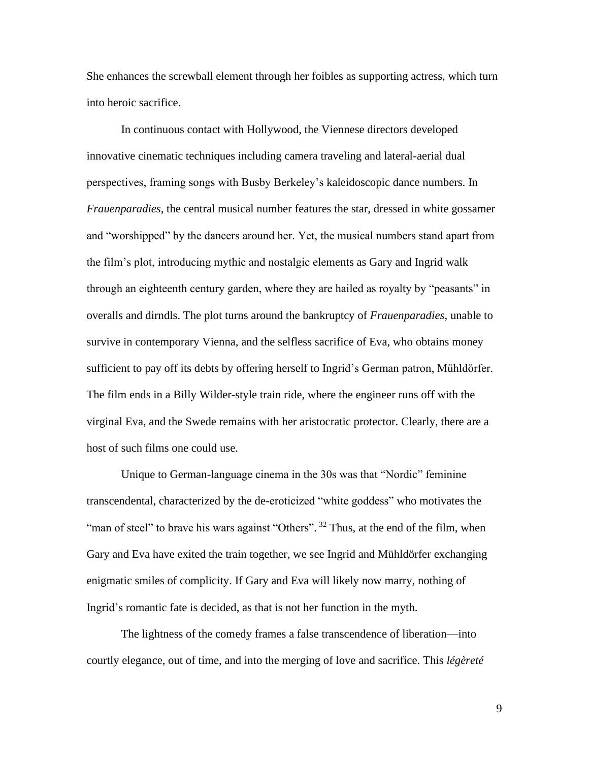She enhances the screwball element through her foibles as supporting actress, which turn into heroic sacrifice.

In continuous contact with Hollywood, the Viennese directors developed innovative cinematic techniques including camera traveling and lateral-aerial dual perspectives, framing songs with Busby Berkeley's kaleidoscopic dance numbers. In *Frauenparadies*, the central musical number features the star, dressed in white gossamer and "worshipped" by the dancers around her. Yet, the musical numbers stand apart from the film's plot, introducing mythic and nostalgic elements as Gary and Ingrid walk through an eighteenth century garden, where they are hailed as royalty by "peasants" in overalls and dirndls. The plot turns around the bankruptcy of *Frauenparadies*, unable to survive in contemporary Vienna, and the selfless sacrifice of Eva, who obtains money sufficient to pay off its debts by offering herself to Ingrid's German patron, Mühldörfer. The film ends in a Billy Wilder-style train ride, where the engineer runs off with the virginal Eva, and the Swede remains with her aristocratic protector. Clearly, there are a host of such films one could use.

Unique to German-language cinema in the 30s was that "Nordic" feminine transcendental, characterized by the de-eroticized "white goddess" who motivates the "man of steel" to brave his wars against "Others". [32] Thus, at the end of the film, when Gary and Eva have exited the train together, we see Ingrid and Mühldörfer exchanging enigmatic smiles of complicity. If Gary and Eva will likely now marry, nothing of Ingrid's romantic fate is decided, as that is not her function in the myth.

The lightness of the comedy frames a false transcendence of liberation—into courtly elegance, out of time, and into the merging of love and sacrifice. This *légèreté*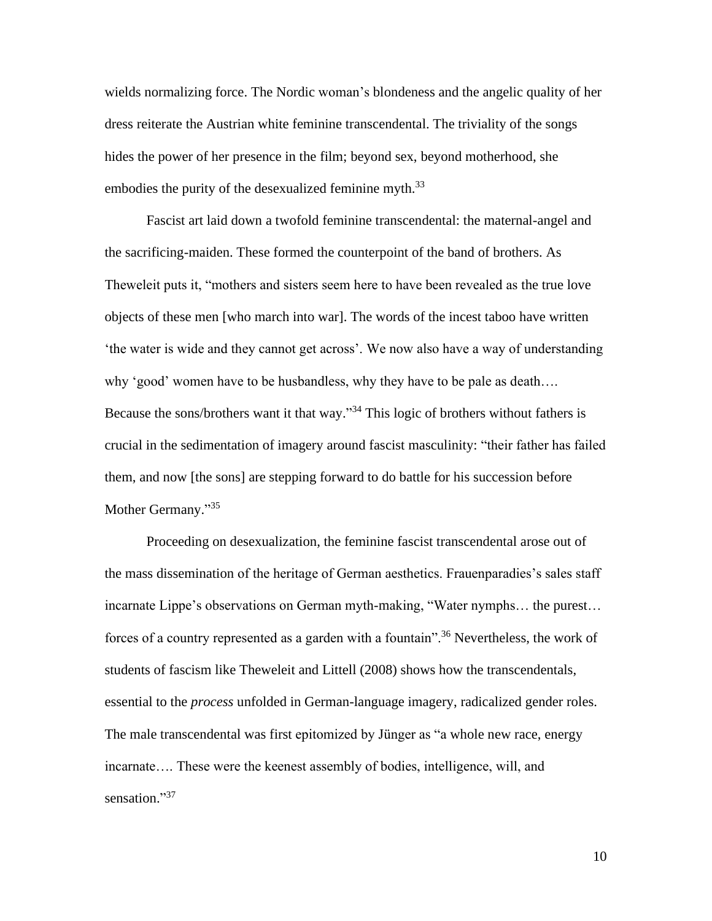wields normalizing force. The Nordic woman's blondeness and the angelic quality of her dress reiterate the Austrian white feminine transcendental. The triviality of the songs hides the power of her presence in the film; beyond sex, beyond motherhood, she embodies the purity of the desexualized feminine myth.[33]

Fascist art laid down a twofold feminine transcendental: the maternal-angel and the sacrificing-maiden. These formed the counterpoint of the band of brothers. As Theweleit puts it, "mothers and sisters seem here to have been revealed as the true love objects of these men [who march into war]. The words of the incest taboo have written 'the water is wide and they cannot get across'. We now also have a way of understanding why 'good' women have to be husbandless, why they have to be pale as death…. Because the sons/brothers want it that way."[34] This logic of brothers without fathers is crucial in the sedimentation of imagery around fascist masculinity: "their father has failed them, and now [the sons] are stepping forward to do battle for his succession before Mother Germany."[35]

Proceeding on desexualization, the feminine fascist transcendental arose out of the mass dissemination of the heritage of German aesthetics. Frauenparadies's sales staff incarnate Lippe's observations on German myth-making, "Water nymphs… the purest… forces of a country represented as a garden with a fountain".[36] Nevertheless, the work of students of fascism like Theweleit and Littell (2008) shows how the transcendentals, essential to the *process* unfolded in German-language imagery, radicalized gender roles. The male transcendental was first epitomized by Jünger as "a whole new race, energy incarnate…. These were the keenest assembly of bodies, intelligence, will, and sensation."[37]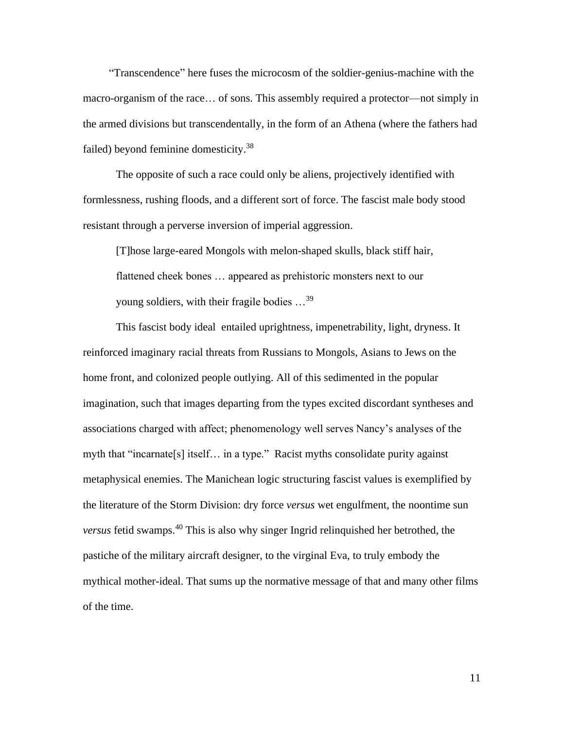"Transcendence" here fuses the microcosm of the soldier-genius-machine with the macro-organism of the race… of sons. This assembly required a protector—not simply in the armed divisions but transcendentally, in the form of an Athena (where the fathers had failed) beyond feminine domesticity.[38]

The opposite of such a race could only be aliens, projectively identified with formlessness, rushing floods, and a different sort of force. The fascist male body stood resistant through a perverse inversion of imperial aggression.

> [T]hose large-eared Mongols with melon-shaped skulls, black stiff hair, flattened cheek bones … appeared as prehistoric monsters next to our young soldiers, with their fragile bodies …[39]

This fascist body ideal entailed uprightness, impenetrability, light, dryness. It reinforced imaginary racial threats from Russians to Mongols, Asians to Jews on the home front, and colonized people outlying. All of this sedimented in the popular imagination, such that images departing from the types excited discordant syntheses and associations charged with affect; phenomenology well serves Nancy's analyses of the myth that "incarnate[s] itself… in a type." Racist myths consolidate purity against metaphysical enemies. The Manichean logic structuring fascist values is exemplified by the literature of the Storm Division: dry force *versus* wet engulfment, the noontime sun *versus* fetid swamps.[40] This is also why singer Ingrid relinquished her betrothed, the pastiche of the military aircraft designer, to the virginal Eva, to truly embody the mythical mother-ideal. That sums up the normative message of that and many other films of the time.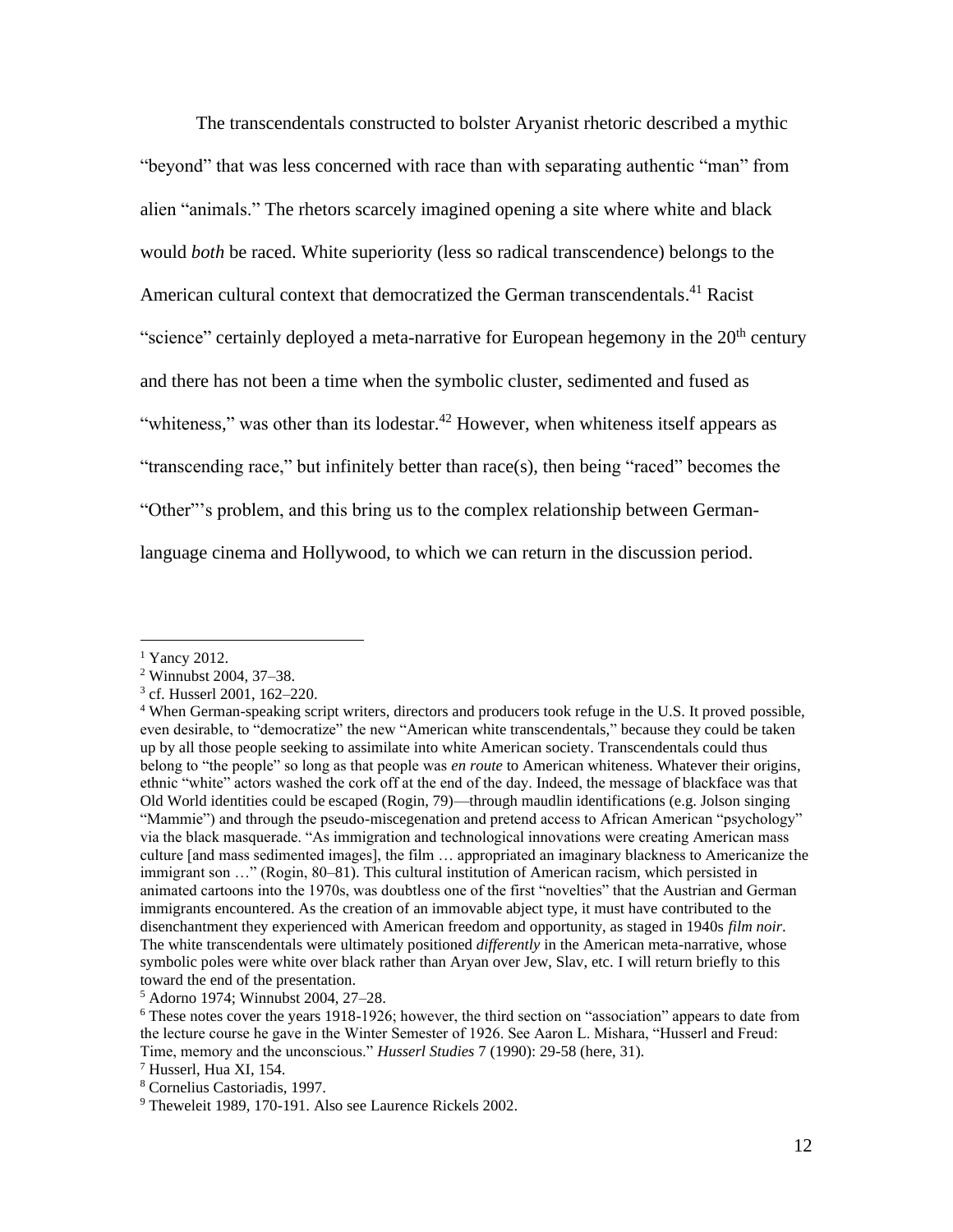The transcendentals constructed to bolster Aryanist rhetoric described a mythic "beyond" that was less concerned with race than with separating authentic "man" from alien "animals." The rhetors scarcely imagined opening a site where white and black would *both* be raced. White superiority (less so radical transcendence) belongs to the American cultural context that democratized the German transcendentals.[41] Racist "science" certainly deployed a meta-narrative for European hegemony in the 20th century and there has not been a time when the symbolic cluster, sedimented and fused as "whiteness," was other than its lodestar.[42] However, when whiteness itself appears as "transcending race," but infinitely better than race(s), then being "raced" becomes the "Other"'s problem, and this bring us to the complex relationship between German-language cinema and Hollywood, to which we can return in the discussion period.

---

[1] Yancy 2012.

[2] Winnubst 2004, 37–38.

[3] cf. Husserl 2001, 162–220.

[4] When German-speaking script writers, directors and producers took refuge in the U.S. It proved possible, even desirable, to "democratize" the new "American white transcendentals," because they could be taken up by all those people seeking to assimilate into white American society. Transcendentals could thus belong to "the people" so long as that people was *en route* to American whiteness. Whatever their origins, ethnic "white" actors washed the cork off at the end of the day. Indeed, the message of blackface was that Old World identities could be escaped (Rogin, 79)—through maudlin identifications (e.g. Jolson singing "Mammie") and through the pseudo-miscegenation and pretend access to African American "psychology" via the black masquerade. "As immigration and technological innovations were creating American mass culture [and mass sedimented images], the film … appropriated an imaginary blackness to Americanize the immigrant son …" (Rogin, 80–81). This cultural institution of American racism, which persisted in animated cartoons into the 1970s, was doubtless one of the first "novelties" that the Austrian and German immigrants encountered. As the creation of an immovable abject type, it must have contributed to the disenchantment they experienced with American freedom and opportunity, as staged in 1940s *film noir*. The white transcendentals were ultimately positioned *differently* in the American meta-narrative, whose symbolic poles were white over black rather than Aryan over Jew, Slav, etc. I will return briefly to this toward the end of the presentation.

[5] Adorno 1974; Winnubst 2004, 27–28.

[6] These notes cover the years 1918-1926; however, the third section on "association" appears to date from the lecture course he gave in the Winter Semester of 1926. See Aaron L. Mishara, "Husserl and Freud: Time, memory and the unconscious." *Husserl Studies* 7 (1990): 29-58 (here, 31).

[7] Husserl, Hua XI, 154.

[8] Cornelius Castoriadis, 1997.

[9] Theweleit 1989, 170-191. Also see Laurence Rickels 2002.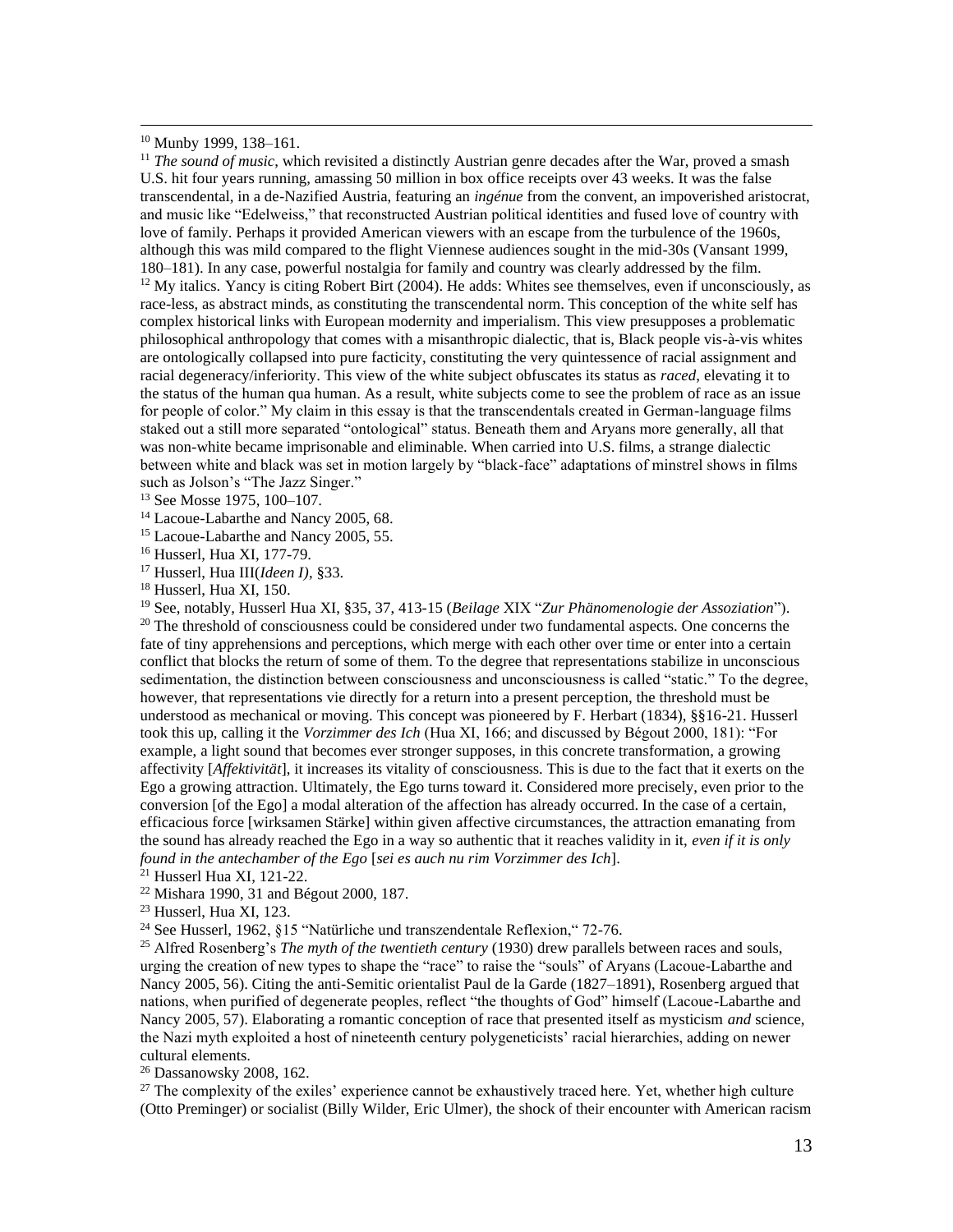[10] Munby 1999, 138–161.

[11] *The sound of music*, which revisited a distinctly Austrian genre decades after the War, proved a smash U.S. hit four years running, amassing 50 million in box office receipts over 43 weeks. It was the false transcendental, in a de-Nazified Austria, featuring an *ingénue* from the convent, an impoverished aristocrat, and music like "Edelweiss," that reconstructed Austrian political identities and fused love of country with love of family. Perhaps it provided American viewers with an escape from the turbulence of the 1960s, although this was mild compared to the flight Viennese audiences sought in the mid-30s (Vansant 1999, 180–181). In any case, powerful nostalgia for family and country was clearly addressed by the film.

[12] My italics. Yancy is citing Robert Birt (2004). He adds: Whites see themselves, even if unconsciously, as race-less, as abstract minds, as constituting the transcendental norm. This conception of the white self has complex historical links with European modernity and imperialism. This view presupposes a problematic philosophical anthropology that comes with a misanthropic dialectic, that is, Black people vis-à-vis whites are ontologically collapsed into pure facticity, constituting the very quintessence of racial assignment and racial degeneracy/inferiority. This view of the white subject obfuscates its status as *raced*, elevating it to the status of the human qua human. As a result, white subjects come to see the problem of race as an issue for people of color." My claim in this essay is that the transcendentals created in German-language films staked out a still more separated "ontological" status. Beneath them and Aryans more generally, all that was non-white became imprisonable and eliminable. When carried into U.S. films, a strange dialectic between white and black was set in motion largely by "black-face" adaptations of minstrel shows in films such as Jolson's "The Jazz Singer."

[13] See Mosse 1975, 100–107.

[14] Lacoue-Labarthe and Nancy 2005, 68.

[15] Lacoue-Labarthe and Nancy 2005, 55.

[16] Husserl, Hua XI, 177-79.

[17] Husserl, Hua III(*Ideen I)*, §33.

[18] Husserl, Hua XI, 150.

[19] See, notably, Husserl Hua XI, §35, 37, 413-15 (*Beilage* XIX "*Zur Phänomenologie der Assoziation*").

[20] The threshold of consciousness could be considered under two fundamental aspects. One concerns the fate of tiny apprehensions and perceptions, which merge with each other over time or enter into a certain conflict that blocks the return of some of them. To the degree that representations stabilize in unconscious sedimentation, the distinction between consciousness and unconsciousness is called "static." To the degree, however, that representations vie directly for a return into a present perception, the threshold must be understood as mechanical or moving. This concept was pioneered by F. Herbart (1834), §§16-21. Husserl took this up, calling it the *Vorzimmer des Ich* (Hua XI, 166; and discussed by Bégout 2000, 181): "For example, a light sound that becomes ever stronger supposes, in this concrete transformation, a growing affectivity [*Affektivität*], it increases its vitality of consciousness. This is due to the fact that it exerts on the Ego a growing attraction. Ultimately, the Ego turns toward it. Considered more precisely, even prior to the conversion [of the Ego] a modal alteration of the affection has already occurred. In the case of a certain, efficacious force [wirksamen Stärke] within given affective circumstances, the attraction emanating from the sound has already reached the Ego in a way so authentic that it reaches validity in it, *even if it is only found in the antechamber of the Ego* [*sei es auch nu rim Vorzimmer des Ich*].

[21] Husserl Hua XI, 121-22.

[22] Mishara 1990, 31 and Bégout 2000, 187.

[23] Husserl, Hua XI, 123.

[24] See Husserl, 1962, §15 "Natürliche und transzendentale Reflexion," 72-76.

[25] Alfred Rosenberg's *The myth of the twentieth century* (1930) drew parallels between races and souls, urging the creation of new types to shape the "race" to raise the "souls" of Aryans (Lacoue-Labarthe and Nancy 2005, 56). Citing the anti-Semitic orientalist Paul de la Garde (1827–1891), Rosenberg argued that nations, when purified of degenerate peoples, reflect "the thoughts of God" himself (Lacoue-Labarthe and Nancy 2005, 57). Elaborating a romantic conception of race that presented itself as mysticism *and* science, the Nazi myth exploited a host of nineteenth century polygeneticists' racial hierarchies, adding on newer cultural elements.

[26] Dassanowsky 2008, 162.

[27] The complexity of the exiles' experience cannot be exhaustively traced here. Yet, whether high culture (Otto Preminger) or socialist (Billy Wilder, Eric Ulmer), the shock of their encounter with American racism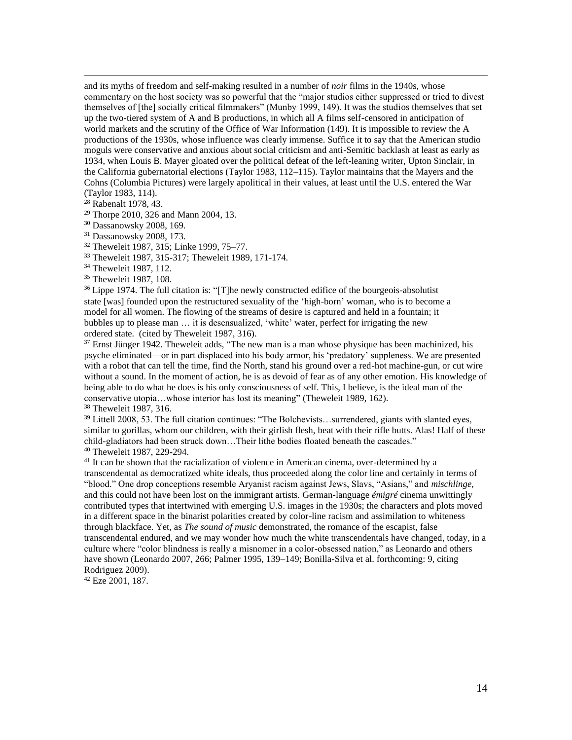and its myths of freedom and self-making resulted in a number of *noir* films in the 1940s, whose commentary on the host society was so powerful that the "major studios either suppressed or tried to divest themselves of [the] socially critical filmmakers" (Munby 1999, 149). It was the studios themselves that set up the two-tiered system of A and B productions, in which all A films self-censored in anticipation of world markets and the scrutiny of the Office of War Information (149). It is impossible to review the A productions of the 1930s, whose influence was clearly immense. Suffice it to say that the American studio moguls were conservative and anxious about social criticism and anti-Semitic backlash at least as early as 1934, when Louis B. Mayer gloated over the political defeat of the left-leaning writer, Upton Sinclair, in the California gubernatorial elections (Taylor 1983, 112–115). Taylor maintains that the Mayers and the Cohns (Columbia Pictures) were largely apolitical in their values, at least until the U.S. entered the War (Taylor 1983, 114).

[28] Rabenalt 1978, 43.

[29] Thorpe 2010, 326 and Mann 2004, 13.

[30] Dassanowsky 2008, 169.

[31] Dassanowsky 2008, 173.

[32] Theweleit 1987, 315; Linke 1999, 75–77.

[33] Theweleit 1987, 315-317; Theweleit 1989, 171-174.

[34] Theweleit 1987, 112.

[35] Theweleit 1987, 108.

[36] Lippe 1974. The full citation is: "[T]he newly constructed edifice of the bourgeois-absolutist state [was] founded upon the restructured sexuality of the 'high-born' woman, who is to become a model for all women. The flowing of the streams of desire is captured and held in a fountain; it bubbles up to please man … it is desensualized, 'white' water, perfect for irrigating the new ordered state. (cited by Theweleit 1987, 316).

[37] Ernst Jünger 1942. Theweleit adds, "The new man is a man whose physique has been machinized, his psyche eliminated—or in part displaced into his body armor, his 'predatory' suppleness. We are presented with a robot that can tell the time, find the North, stand his ground over a red-hot machine-gun, or cut wire without a sound. In the moment of action, he is as devoid of fear as of any other emotion. His knowledge of being able to do what he does is his only consciousness of self. This, I believe, is the ideal man of the conservative utopia…whose interior has lost its meaning" (Theweleit 1989, 162).

[38] Theweleit 1987, 316.

[39] Littell 2008, 53. The full citation continues: "The Bolchevists…surrendered, giants with slanted eyes, similar to gorillas, whom our children, with their girlish flesh, beat with their rifle butts. Alas! Half of these child-gladiators had been struck down…Their lithe bodies floated beneath the cascades."

[40] Theweleit 1987, 229-294.

[41] It can be shown that the racialization of violence in American cinema, over-determined by a transcendental as democratized white ideals, thus proceeded along the color line and certainly in terms of "blood." One drop conceptions resemble Aryanist racism against Jews, Slavs, "Asians," and *mischlinge,* and this could not have been lost on the immigrant artists. German-language *émigré* cinema unwittingly contributed types that intertwined with emerging U.S. images in the 1930s; the characters and plots moved in a different space in the binarist polarities created by color-line racism and assimilation to whiteness through blackface. Yet, as *The sound of music* demonstrated, the romance of the escapist, false transcendental endured, and we may wonder how much the white transcendentals have changed, today, in a culture where "color blindness is really a misnomer in a color-obsessed nation," as Leonardo and others have shown (Leonardo 2007, 266; Palmer 1995, 139–149; Bonilla-Silva et al. forthcoming: 9, citing Rodriguez 2009).

[42] Eze 2001, 187.